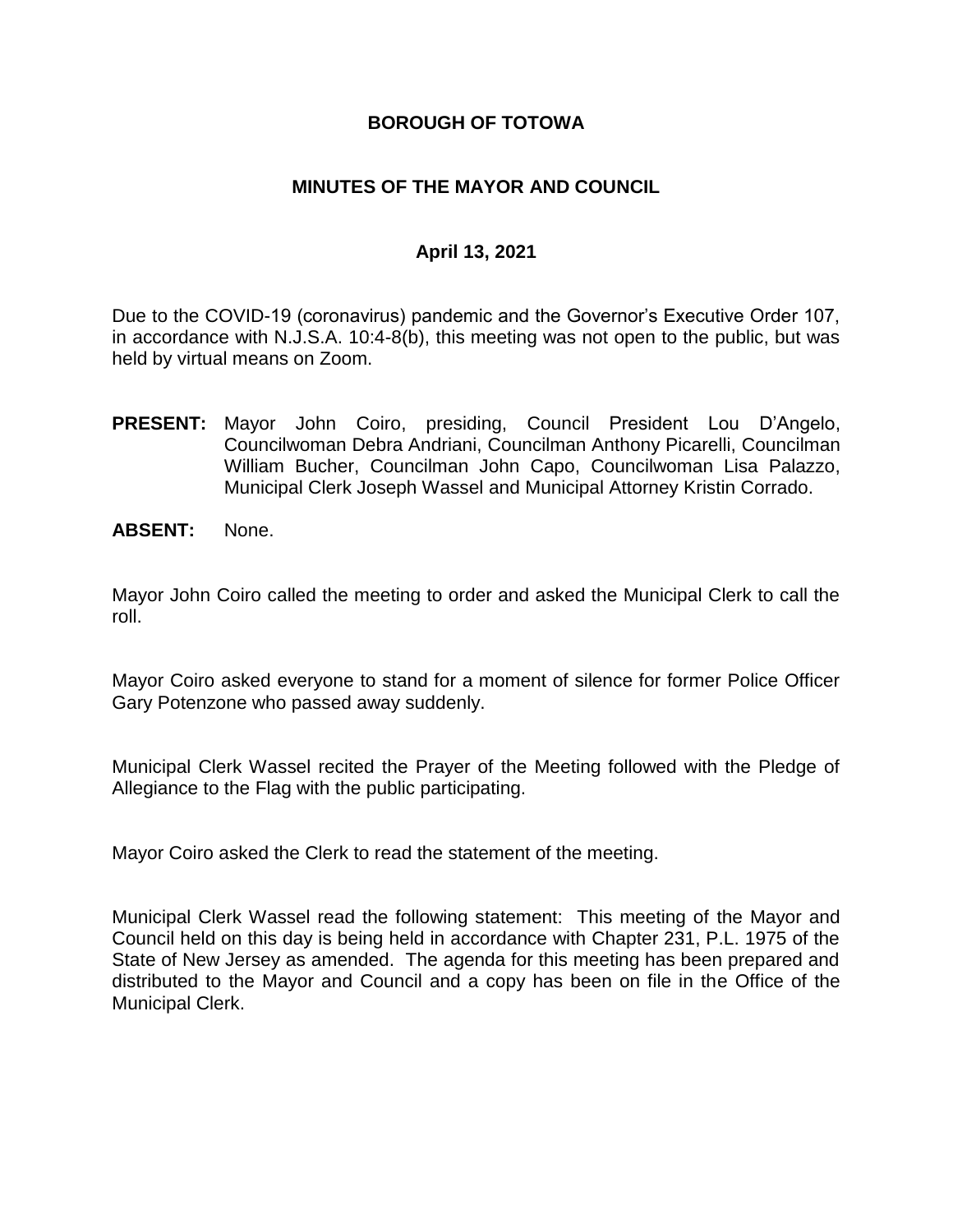# BOROUGH OF TOTOWA

## MINUTES OF THE MAYOR AND COUNCIL

### April 13, 2021

Due to the COVID-19 (coronavirus) pandemic and the Governor's Executive Order 107, in accordance with N.J.S.A. 10:4-8(b), this meeting was not open to the public, but was held by virtual means on Zoom.

**PRESENT:** Mayor John Coiro, presiding, Council President Lou D'Angelo, Councilwoman Debra Andriani, Councilman Anthony Picarelli, Councilman William Bucher, Councilman John Capo, Councilwoman Lisa Palazzo, Municipal Clerk Joseph Wassel and Municipal Attorney Kristin Corrado.

**ABSENT:** None.

Mayor John Coiro called the meeting to order and asked the Municipal Clerk to call the roll.

Mayor Coiro asked everyone to stand for a moment of silence for former Police Officer Gary Potenzone who passed away suddenly.

Municipal Clerk Wassel recited the Prayer of the Meeting followed with the Pledge of Allegiance to the Flag with the public participating.

Mayor Coiro asked the Clerk to read the statement of the meeting.

Municipal Clerk Wassel read the following statement: This meeting of the Mayor and Council held on this day is being held in accordance with Chapter 231, P.L. 1975 of the State of New Jersey as amended. The agenda for this meeting has been prepared and distributed to the Mayor and Council and a copy has been on file in the Office of the Municipal Clerk.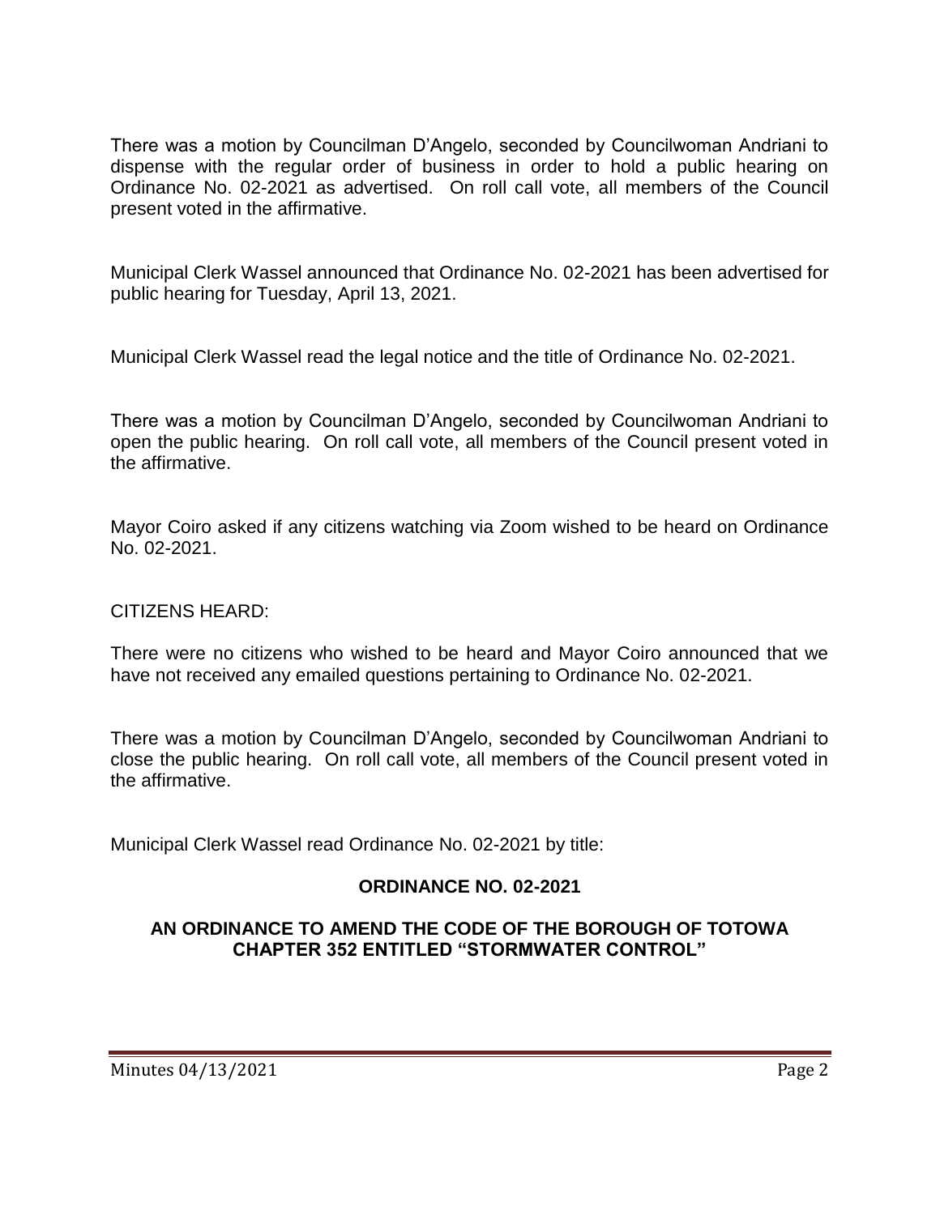There was a motion by Councilman D'Angelo, seconded by Councilwoman Andriani to dispense with the regular order of business in order to hold a public hearing on Ordinance No. 02-2021 as advertised. On roll call vote, all members of the Council present voted in the affirmative.

Municipal Clerk Wassel announced that Ordinance No. 02-2021 has been advertised for public hearing for Tuesday, April 13, 2021.

Municipal Clerk Wassel read the legal notice and the title of Ordinance No. 02-2021.

There was a motion by Councilman D'Angelo, seconded by Councilwoman Andriani to open the public hearing. On roll call vote, all members of the Council present voted in the affirmative.

Mayor Coiro asked if any citizens watching via Zoom wished to be heard on Ordinance No. 02-2021.

CITIZENS HEARD:

There were no citizens who wished to be heard and Mayor Coiro announced that we have not received any emailed questions pertaining to Ordinance No. 02-2021.

There was a motion by Councilman D'Angelo, seconded by Councilwoman Andriani to close the public hearing. On roll call vote, all members of the Council present voted in the affirmative.

Municipal Clerk Wassel read Ordinance No. 02-2021 by title:

**ORDINANCE NO. 02-2021**

**AN ORDINANCE TO AMEND THE CODE OF THE BOROUGH OF TOTOWA CHAPTER 352 ENTITLED "STORMWATER CONTROL"**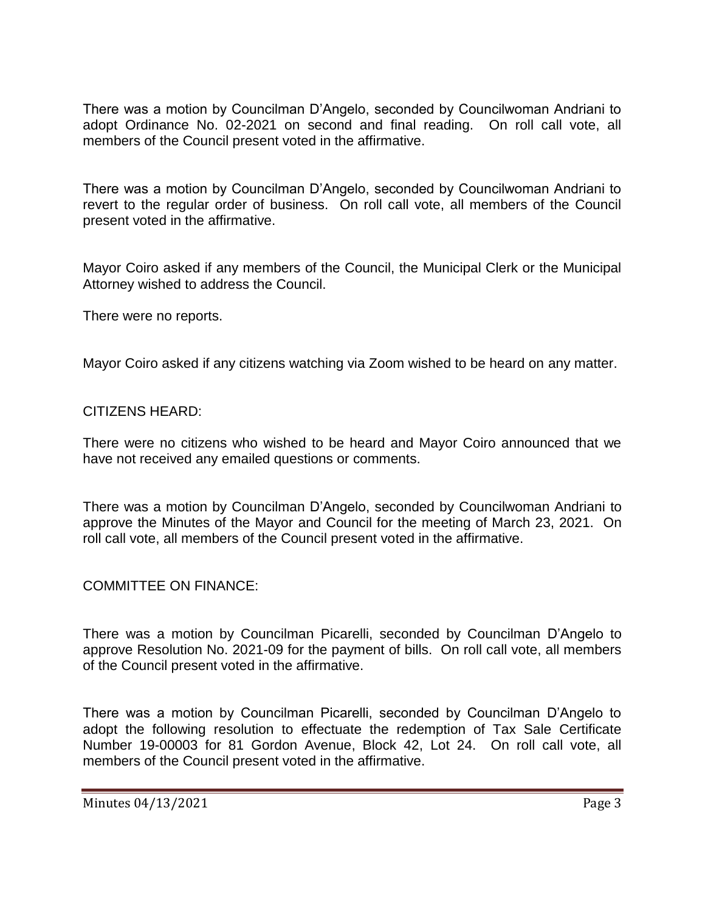There was a motion by Councilman D'Angelo, seconded by Councilwoman Andriani to adopt Ordinance No. 02-2021 on second and final reading. On roll call vote, all members of the Council present voted in the affirmative.

There was a motion by Councilman D'Angelo, seconded by Councilwoman Andriani to revert to the regular order of business. On roll call vote, all members of the Council present voted in the affirmative.

Mayor Coiro asked if any members of the Council, the Municipal Clerk or the Municipal Attorney wished to address the Council.

There were no reports.

Mayor Coiro asked if any citizens watching via Zoom wished to be heard on any matter.

CITIZENS HEARD:

There were no citizens who wished to be heard and Mayor Coiro announced that we have not received any emailed questions or comments.

There was a motion by Councilman D'Angelo, seconded by Councilwoman Andriani to approve the Minutes of the Mayor and Council for the meeting of March 23, 2021. On roll call vote, all members of the Council present voted in the affirmative.

COMMITTEE ON FINANCE:

There was a motion by Councilman Picarelli, seconded by Councilman D'Angelo to approve Resolution No. 2021-09 for the payment of bills. On roll call vote, all members of the Council present voted in the affirmative.

There was a motion by Councilman Picarelli, seconded by Councilman D'Angelo to adopt the following resolution to effectuate the redemption of Tax Sale Certificate Number 19-00003 for 81 Gordon Avenue, Block 42, Lot 24. On roll call vote, all members of the Council present voted in the affirmative.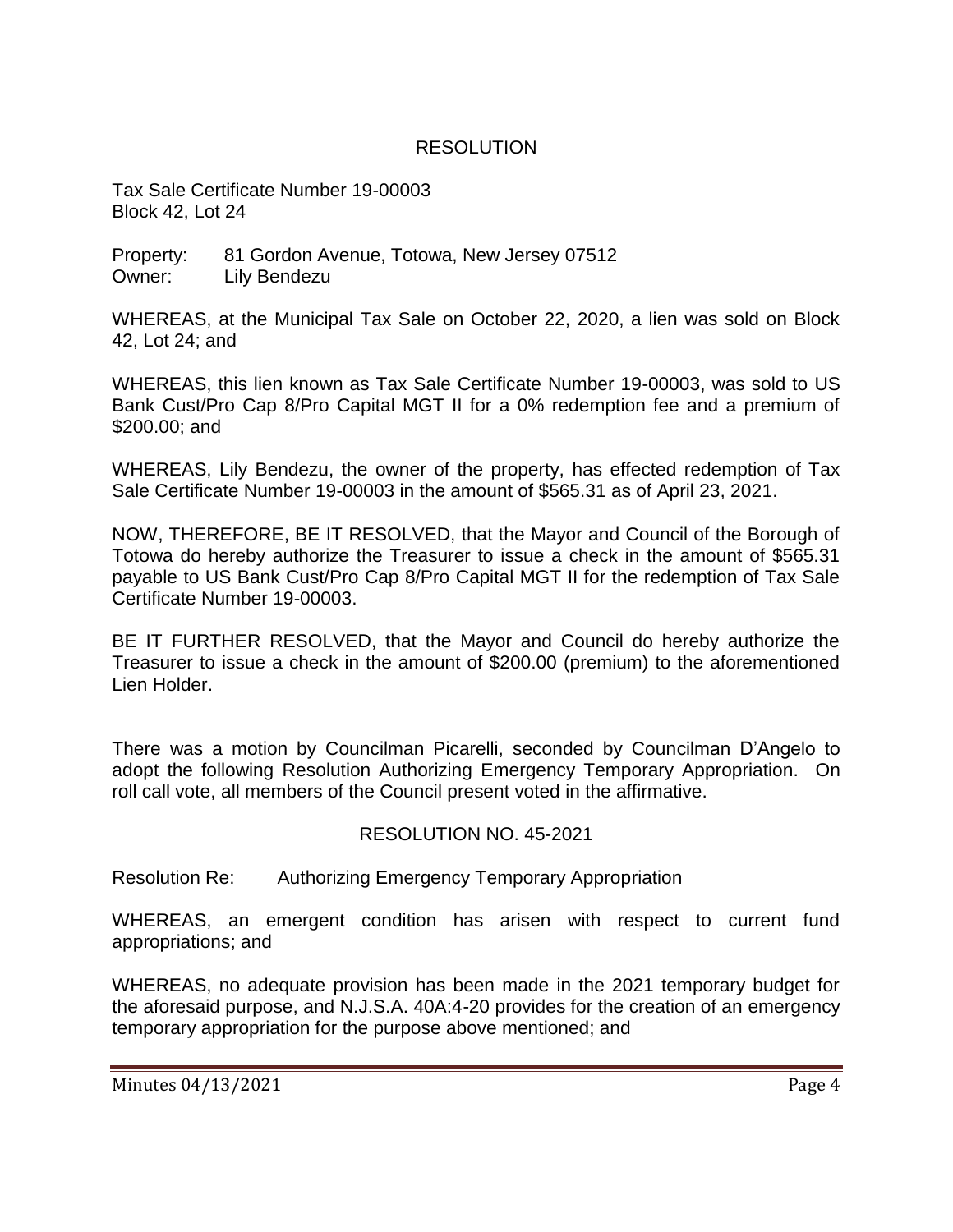## RESOLUTION

Tax Sale Certificate Number 19-00003
Block 42, Lot 24

Property: 81 Gordon Avenue, Totowa, New Jersey 07512
Owner: Lily Bendezu

WHEREAS, at the Municipal Tax Sale on October 22, 2020, a lien was sold on Block 42, Lot 24; and

WHEREAS, this lien known as Tax Sale Certificate Number 19-00003, was sold to US Bank Cust/Pro Cap 8/Pro Capital MGT II for a 0% redemption fee and a premium of $200.00; and

WHEREAS, Lily Bendezu, the owner of the property, has effected redemption of Tax Sale Certificate Number 19-00003 in the amount of $565.31 as of April 23, 2021.

NOW, THEREFORE, BE IT RESOLVED, that the Mayor and Council of the Borough of Totowa do hereby authorize the Treasurer to issue a check in the amount of $565.31 payable to US Bank Cust/Pro Cap 8/Pro Capital MGT II for the redemption of Tax Sale Certificate Number 19-00003.

BE IT FURTHER RESOLVED, that the Mayor and Council do hereby authorize the Treasurer to issue a check in the amount of $200.00 (premium) to the aforementioned Lien Holder.

There was a motion by Councilman Picarelli, seconded by Councilman D'Angelo to adopt the following Resolution Authorizing Emergency Temporary Appropriation. On roll call vote, all members of the Council present voted in the affirmative.

## RESOLUTION NO. 45-2021

Resolution Re: Authorizing Emergency Temporary Appropriation

WHEREAS, an emergent condition has arisen with respect to current fund appropriations; and

WHEREAS, no adequate provision has been made in the 2021 temporary budget for the aforesaid purpose, and N.J.S.A. 40A:4-20 provides for the creation of an emergency temporary appropriation for the purpose above mentioned; and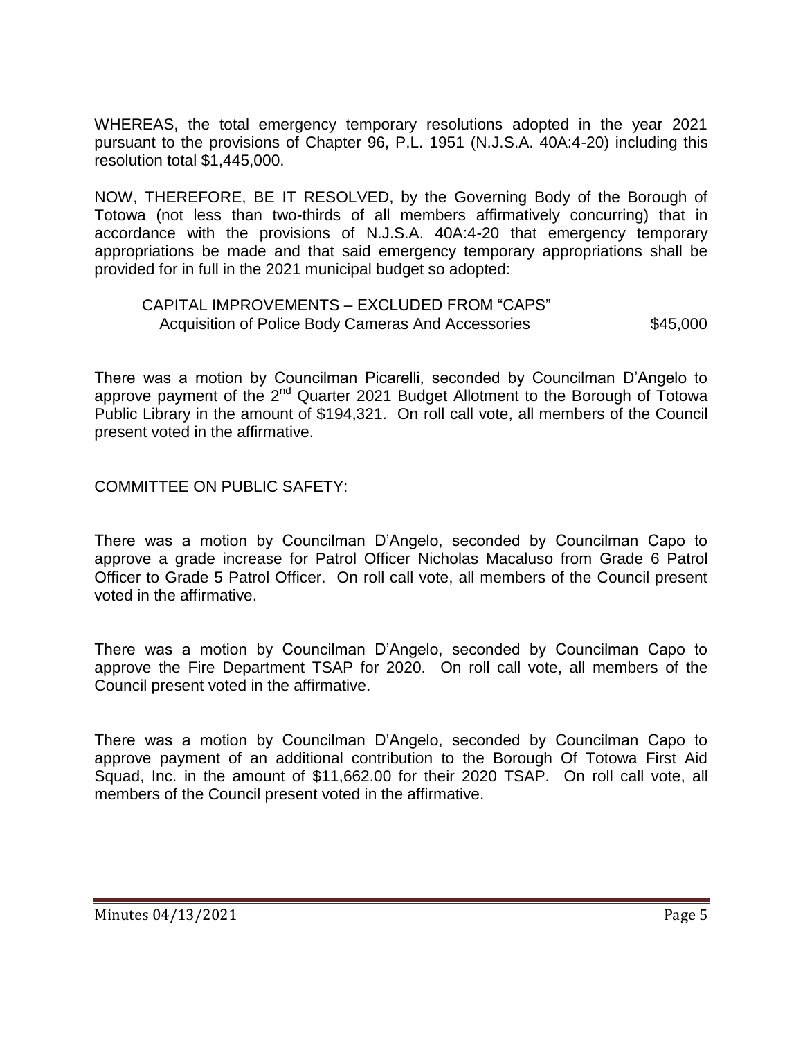WHEREAS, the total emergency temporary resolutions adopted in the year 2021 pursuant to the provisions of Chapter 96, P.L. 1951 (N.J.S.A. 40A:4-20) including this resolution total $1,445,000.

NOW, THEREFORE, BE IT RESOLVED, by the Governing Body of the Borough of Totowa (not less than two-thirds of all members affirmatively concurring) that in accordance with the provisions of N.J.S.A. 40A:4-20 that emergency temporary appropriations be made and that said emergency temporary appropriations shall be provided for in full in the 2021 municipal budget so adopted:

CAPITAL IMPROVEMENTS – EXCLUDED FROM "CAPS"
Acquisition of Police Body Cameras And Accessories $45,000

There was a motion by Councilman Picarelli, seconded by Councilman D'Angelo to approve payment of the 2nd Quarter 2021 Budget Allotment to the Borough of Totowa Public Library in the amount of $194,321. On roll call vote, all members of the Council present voted in the affirmative.

COMMITTEE ON PUBLIC SAFETY:

There was a motion by Councilman D'Angelo, seconded by Councilman Capo to approve a grade increase for Patrol Officer Nicholas Macaluso from Grade 6 Patrol Officer to Grade 5 Patrol Officer. On roll call vote, all members of the Council present voted in the affirmative.

There was a motion by Councilman D'Angelo, seconded by Councilman Capo to approve the Fire Department TSAP for 2020. On roll call vote, all members of the Council present voted in the affirmative.

There was a motion by Councilman D'Angelo, seconded by Councilman Capo to approve payment of an additional contribution to the Borough Of Totowa First Aid Squad, Inc. in the amount of $11,662.00 for their 2020 TSAP. On roll call vote, all members of the Council present voted in the affirmative.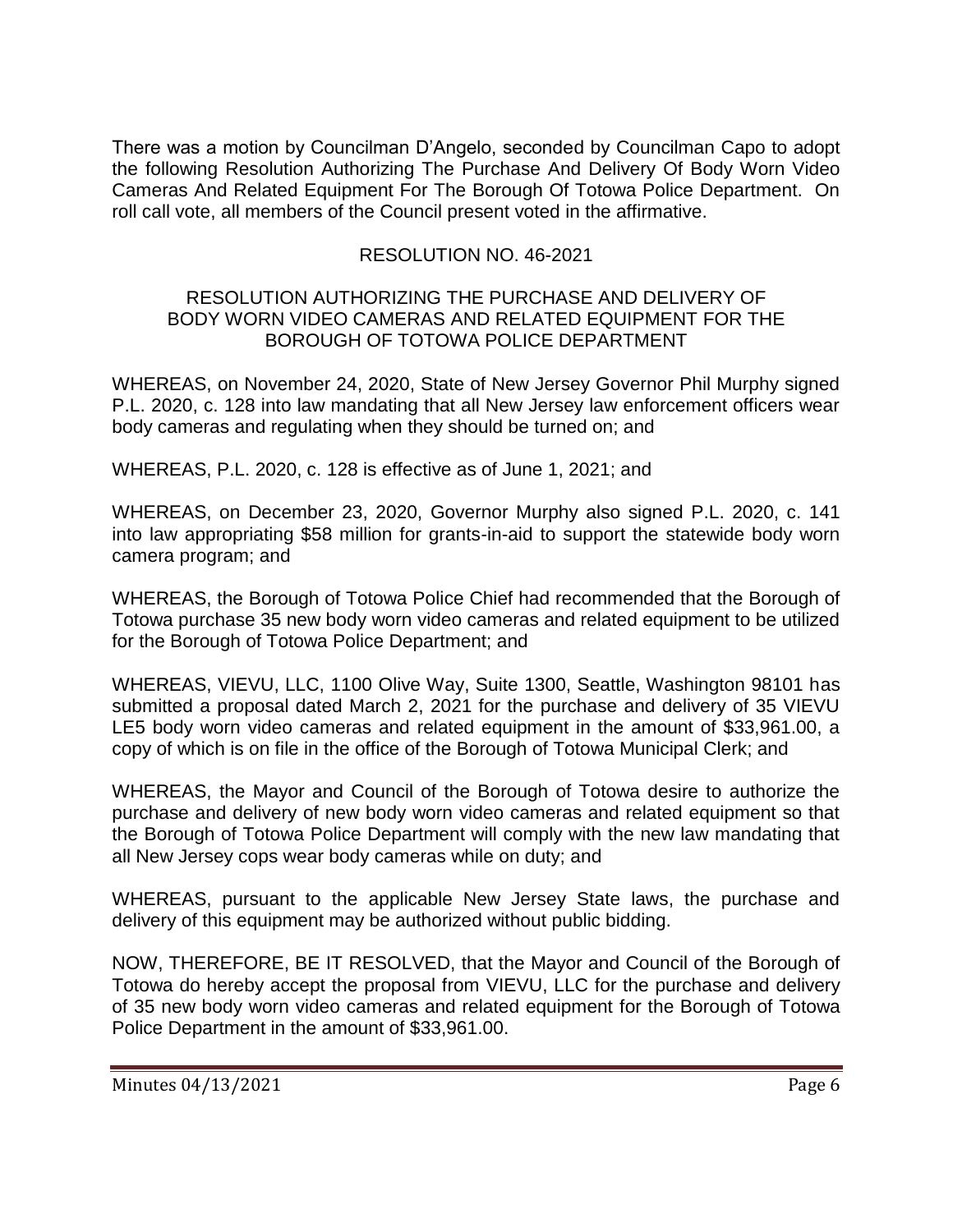There was a motion by Councilman D'Angelo, seconded by Councilman Capo to adopt the following Resolution Authorizing The Purchase And Delivery Of Body Worn Video Cameras And Related Equipment For The Borough Of Totowa Police Department. On roll call vote, all members of the Council present voted in the affirmative.

RESOLUTION NO. 46-2021

RESOLUTION AUTHORIZING THE PURCHASE AND DELIVERY OF BODY WORN VIDEO CAMERAS AND RELATED EQUIPMENT FOR THE BOROUGH OF TOTOWA POLICE DEPARTMENT

WHEREAS, on November 24, 2020, State of New Jersey Governor Phil Murphy signed P.L. 2020, c. 128 into law mandating that all New Jersey law enforcement officers wear body cameras and regulating when they should be turned on; and

WHEREAS, P.L. 2020, c. 128 is effective as of June 1, 2021; and

WHEREAS, on December 23, 2020, Governor Murphy also signed P.L. 2020, c. 141 into law appropriating $58 million for grants-in-aid to support the statewide body worn camera program; and

WHEREAS, the Borough of Totowa Police Chief had recommended that the Borough of Totowa purchase 35 new body worn video cameras and related equipment to be utilized for the Borough of Totowa Police Department; and

WHEREAS, VIEVU, LLC, 1100 Olive Way, Suite 1300, Seattle, Washington 98101 has submitted a proposal dated March 2, 2021 for the purchase and delivery of 35 VIEVU LE5 body worn video cameras and related equipment in the amount of $33,961.00, a copy of which is on file in the office of the Borough of Totowa Municipal Clerk; and

WHEREAS, the Mayor and Council of the Borough of Totowa desire to authorize the purchase and delivery of new body worn video cameras and related equipment so that the Borough of Totowa Police Department will comply with the new law mandating that all New Jersey cops wear body cameras while on duty; and

WHEREAS, pursuant to the applicable New Jersey State laws, the purchase and delivery of this equipment may be authorized without public bidding.

NOW, THEREFORE, BE IT RESOLVED, that the Mayor and Council of the Borough of Totowa do hereby accept the proposal from VIEVU, LLC for the purchase and delivery of 35 new body worn video cameras and related equipment for the Borough of Totowa Police Department in the amount of $33,961.00.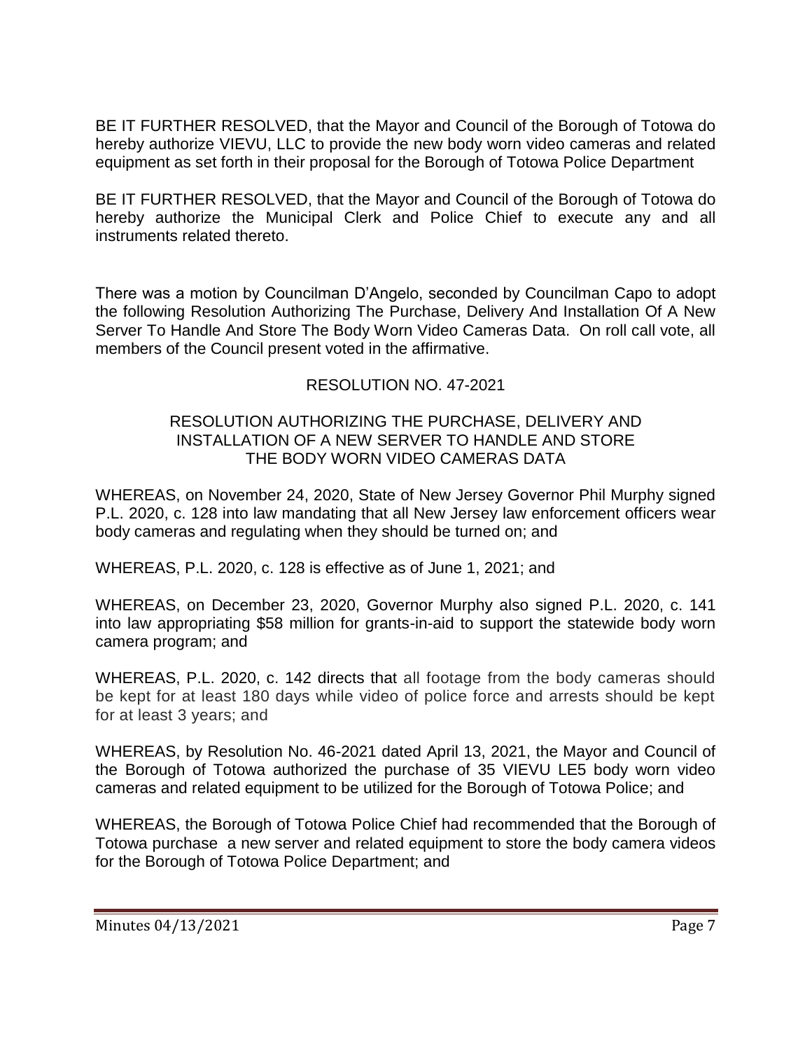BE IT FURTHER RESOLVED, that the Mayor and Council of the Borough of Totowa do hereby authorize VIEVU, LLC to provide the new body worn video cameras and related equipment as set forth in their proposal for the Borough of Totowa Police Department

BE IT FURTHER RESOLVED, that the Mayor and Council of the Borough of Totowa do hereby authorize the Municipal Clerk and Police Chief to execute any and all instruments related thereto.

There was a motion by Councilman D'Angelo, seconded by Councilman Capo to adopt the following Resolution Authorizing The Purchase, Delivery And Installation Of A New Server To Handle And Store The Body Worn Video Cameras Data. On roll call vote, all members of the Council present voted in the affirmative.

RESOLUTION NO. 47-2021

RESOLUTION AUTHORIZING THE PURCHASE, DELIVERY AND INSTALLATION OF A NEW SERVER TO HANDLE AND STORE THE BODY WORN VIDEO CAMERAS DATA

WHEREAS, on November 24, 2020, State of New Jersey Governor Phil Murphy signed P.L. 2020, c. 128 into law mandating that all New Jersey law enforcement officers wear body cameras and regulating when they should be turned on; and

WHEREAS, P.L. 2020, c. 128 is effective as of June 1, 2021; and

WHEREAS, on December 23, 2020, Governor Murphy also signed P.L. 2020, c. 141 into law appropriating $58 million for grants-in-aid to support the statewide body worn camera program; and

WHEREAS, P.L. 2020, c. 142 directs that all footage from the body cameras should be kept for at least 180 days while video of police force and arrests should be kept for at least 3 years; and

WHEREAS, by Resolution No. 46-2021 dated April 13, 2021, the Mayor and Council of the Borough of Totowa authorized the purchase of 35 VIEVU LE5 body worn video cameras and related equipment to be utilized for the Borough of Totowa Police; and

WHEREAS, the Borough of Totowa Police Chief had recommended that the Borough of Totowa purchase a new server and related equipment to store the body camera videos for the Borough of Totowa Police Department; and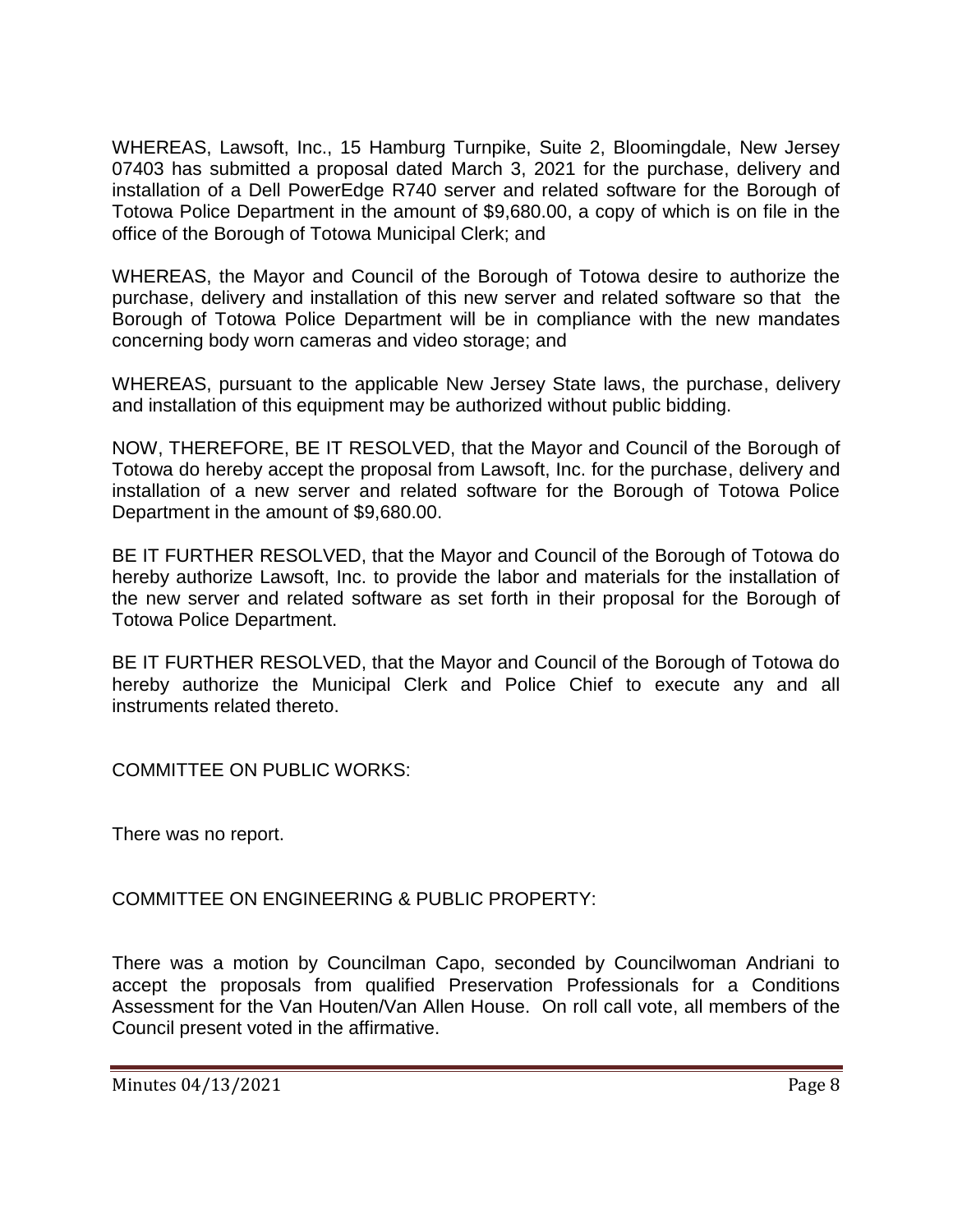WHEREAS, Lawsoft, Inc., 15 Hamburg Turnpike, Suite 2, Bloomingdale, New Jersey 07403 has submitted a proposal dated March 3, 2021 for the purchase, delivery and installation of a Dell PowerEdge R740 server and related software for the Borough of Totowa Police Department in the amount of $9,680.00, a copy of which is on file in the office of the Borough of Totowa Municipal Clerk; and

WHEREAS, the Mayor and Council of the Borough of Totowa desire to authorize the purchase, delivery and installation of this new server and related software so that the Borough of Totowa Police Department will be in compliance with the new mandates concerning body worn cameras and video storage; and

WHEREAS, pursuant to the applicable New Jersey State laws, the purchase, delivery and installation of this equipment may be authorized without public bidding.

NOW, THEREFORE, BE IT RESOLVED, that the Mayor and Council of the Borough of Totowa do hereby accept the proposal from Lawsoft, Inc. for the purchase, delivery and installation of a new server and related software for the Borough of Totowa Police Department in the amount of $9,680.00.

BE IT FURTHER RESOLVED, that the Mayor and Council of the Borough of Totowa do hereby authorize Lawsoft, Inc. to provide the labor and materials for the installation of the new server and related software as set forth in their proposal for the Borough of Totowa Police Department.

BE IT FURTHER RESOLVED, that the Mayor and Council of the Borough of Totowa do hereby authorize the Municipal Clerk and Police Chief to execute any and all instruments related thereto.

COMMITTEE ON PUBLIC WORKS:

There was no report.

COMMITTEE ON ENGINEERING & PUBLIC PROPERTY:

There was a motion by Councilman Capo, seconded by Councilwoman Andriani to accept the proposals from qualified Preservation Professionals for a Conditions Assessment for the Van Houten/Van Allen House. On roll call vote, all members of the Council present voted in the affirmative.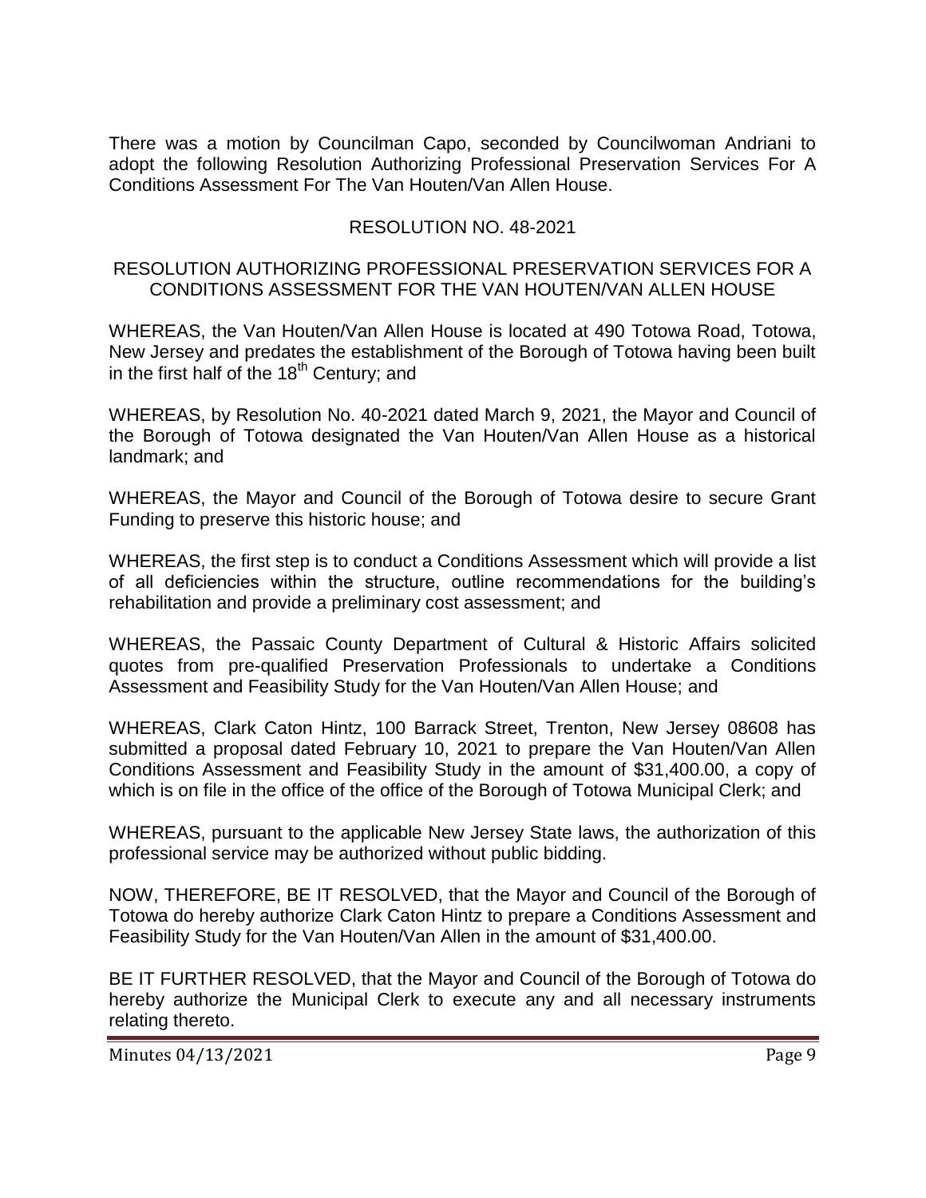There was a motion by Councilman Capo, seconded by Councilwoman Andriani to adopt the following Resolution Authorizing Professional Preservation Services For A Conditions Assessment For The Van Houten/Van Allen House.

RESOLUTION NO. 48-2021

RESOLUTION AUTHORIZING PROFESSIONAL PRESERVATION SERVICES FOR A CONDITIONS ASSESSMENT FOR THE VAN HOUTEN/VAN ALLEN HOUSE

WHEREAS, the Van Houten/Van Allen House is located at 490 Totowa Road, Totowa, New Jersey and predates the establishment of the Borough of Totowa having been built in the first half of the 18th Century; and

WHEREAS, by Resolution No. 40-2021 dated March 9, 2021, the Mayor and Council of the Borough of Totowa designated the Van Houten/Van Allen House as a historical landmark; and

WHEREAS, the Mayor and Council of the Borough of Totowa desire to secure Grant Funding to preserve this historic house; and

WHEREAS, the first step is to conduct a Conditions Assessment which will provide a list of all deficiencies within the structure, outline recommendations for the building's rehabilitation and provide a preliminary cost assessment; and

WHEREAS, the Passaic County Department of Cultural & Historic Affairs solicited quotes from pre-qualified Preservation Professionals to undertake a Conditions Assessment and Feasibility Study for the Van Houten/Van Allen House; and

WHEREAS, Clark Caton Hintz, 100 Barrack Street, Trenton, New Jersey 08608 has submitted a proposal dated February 10, 2021 to prepare the Van Houten/Van Allen Conditions Assessment and Feasibility Study in the amount of $31,400.00, a copy of which is on file in the office of the office of the Borough of Totowa Municipal Clerk; and

WHEREAS, pursuant to the applicable New Jersey State laws, the authorization of this professional service may be authorized without public bidding.

NOW, THEREFORE, BE IT RESOLVED, that the Mayor and Council of the Borough of Totowa do hereby authorize Clark Caton Hintz to prepare a Conditions Assessment and Feasibility Study for the Van Houten/Van Allen in the amount of $31,400.00.

BE IT FURTHER RESOLVED, that the Mayor and Council of the Borough of Totowa do hereby authorize the Municipal Clerk to execute any and all necessary instruments relating thereto.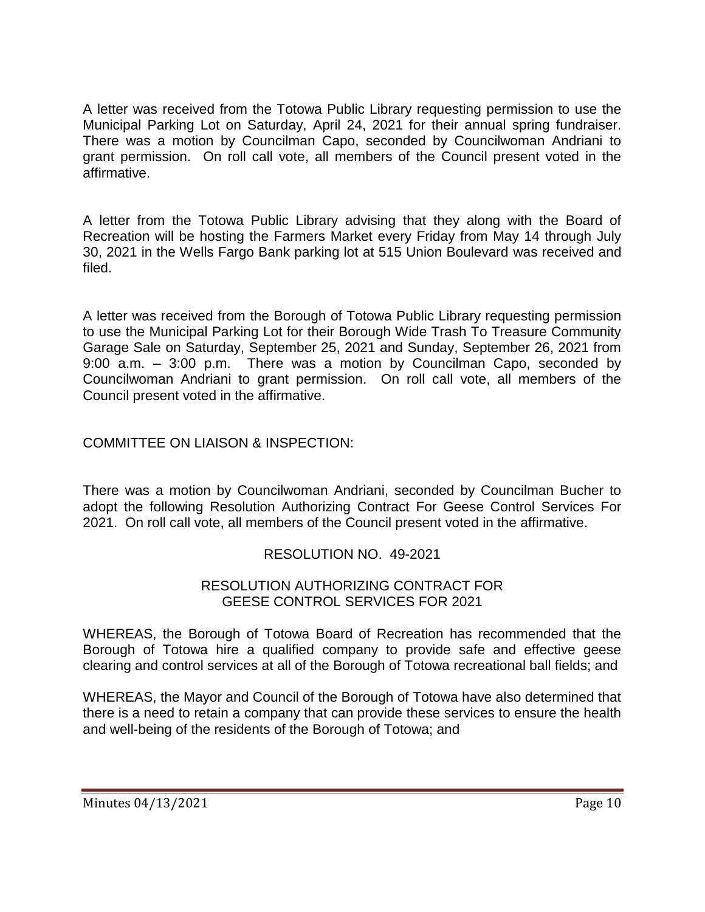A letter was received from the Totowa Public Library requesting permission to use the Municipal Parking Lot on Saturday, April 24, 2021 for their annual spring fundraiser. There was a motion by Councilman Capo, seconded by Councilwoman Andriani to grant permission. On roll call vote, all members of the Council present voted in the affirmative.

A letter from the Totowa Public Library advising that they along with the Board of Recreation will be hosting the Farmers Market every Friday from May 14 through July 30, 2021 in the Wells Fargo Bank parking lot at 515 Union Boulevard was received and filed.

A letter was received from the Borough of Totowa Public Library requesting permission to use the Municipal Parking Lot for their Borough Wide Trash To Treasure Community Garage Sale on Saturday, September 25, 2021 and Sunday, September 26, 2021 from 9:00 a.m. – 3:00 p.m. There was a motion by Councilman Capo, seconded by Councilwoman Andriani to grant permission. On roll call vote, all members of the Council present voted in the affirmative.

COMMITTEE ON LIAISON & INSPECTION:

There was a motion by Councilwoman Andriani, seconded by Councilman Bucher to adopt the following Resolution Authorizing Contract For Geese Control Services For 2021. On roll call vote, all members of the Council present voted in the affirmative.

RESOLUTION NO. 49-2021

RESOLUTION AUTHORIZING CONTRACT FOR GEESE CONTROL SERVICES FOR 2021

WHEREAS, the Borough of Totowa Board of Recreation has recommended that the Borough of Totowa hire a qualified company to provide safe and effective geese clearing and control services at all of the Borough of Totowa recreational ball fields; and

WHEREAS, the Mayor and Council of the Borough of Totowa have also determined that there is a need to retain a company that can provide these services to ensure the health and well-being of the residents of the Borough of Totowa; and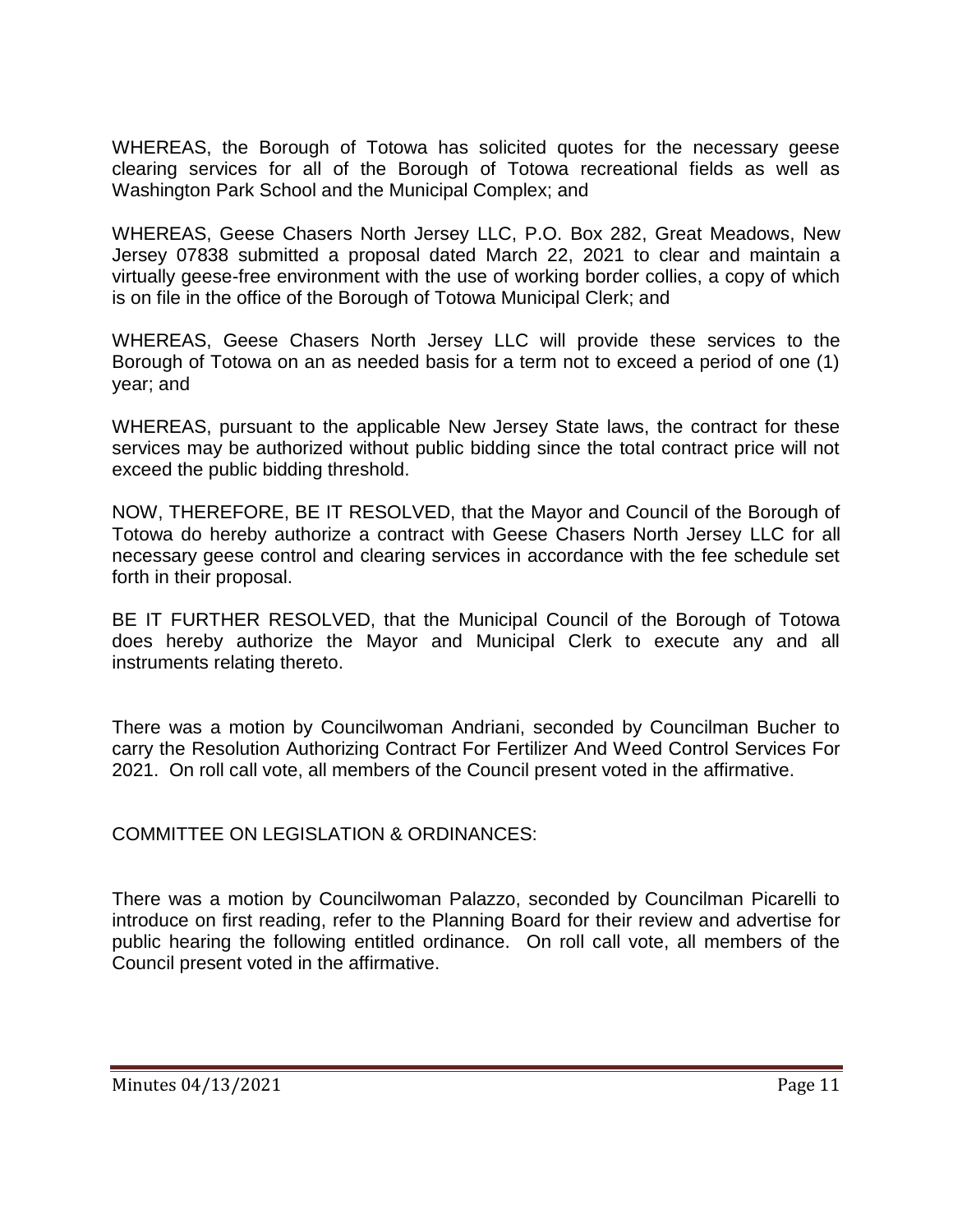WHEREAS, the Borough of Totowa has solicited quotes for the necessary geese clearing services for all of the Borough of Totowa recreational fields as well as Washington Park School and the Municipal Complex; and

WHEREAS, Geese Chasers North Jersey LLC, P.O. Box 282, Great Meadows, New Jersey 07838 submitted a proposal dated March 22, 2021 to clear and maintain a virtually geese-free environment with the use of working border collies, a copy of which is on file in the office of the Borough of Totowa Municipal Clerk; and

WHEREAS, Geese Chasers North Jersey LLC will provide these services to the Borough of Totowa on an as needed basis for a term not to exceed a period of one (1) year; and

WHEREAS, pursuant to the applicable New Jersey State laws, the contract for these services may be authorized without public bidding since the total contract price will not exceed the public bidding threshold.

NOW, THEREFORE, BE IT RESOLVED, that the Mayor and Council of the Borough of Totowa do hereby authorize a contract with Geese Chasers North Jersey LLC for all necessary geese control and clearing services in accordance with the fee schedule set forth in their proposal.

BE IT FURTHER RESOLVED, that the Municipal Council of the Borough of Totowa does hereby authorize the Mayor and Municipal Clerk to execute any and all instruments relating thereto.

There was a motion by Councilwoman Andriani, seconded by Councilman Bucher to carry the Resolution Authorizing Contract For Fertilizer And Weed Control Services For 2021. On roll call vote, all members of the Council present voted in the affirmative.

COMMITTEE ON LEGISLATION & ORDINANCES:

There was a motion by Councilwoman Palazzo, seconded by Councilman Picarelli to introduce on first reading, refer to the Planning Board for their review and advertise for public hearing the following entitled ordinance. On roll call vote, all members of the Council present voted in the affirmative.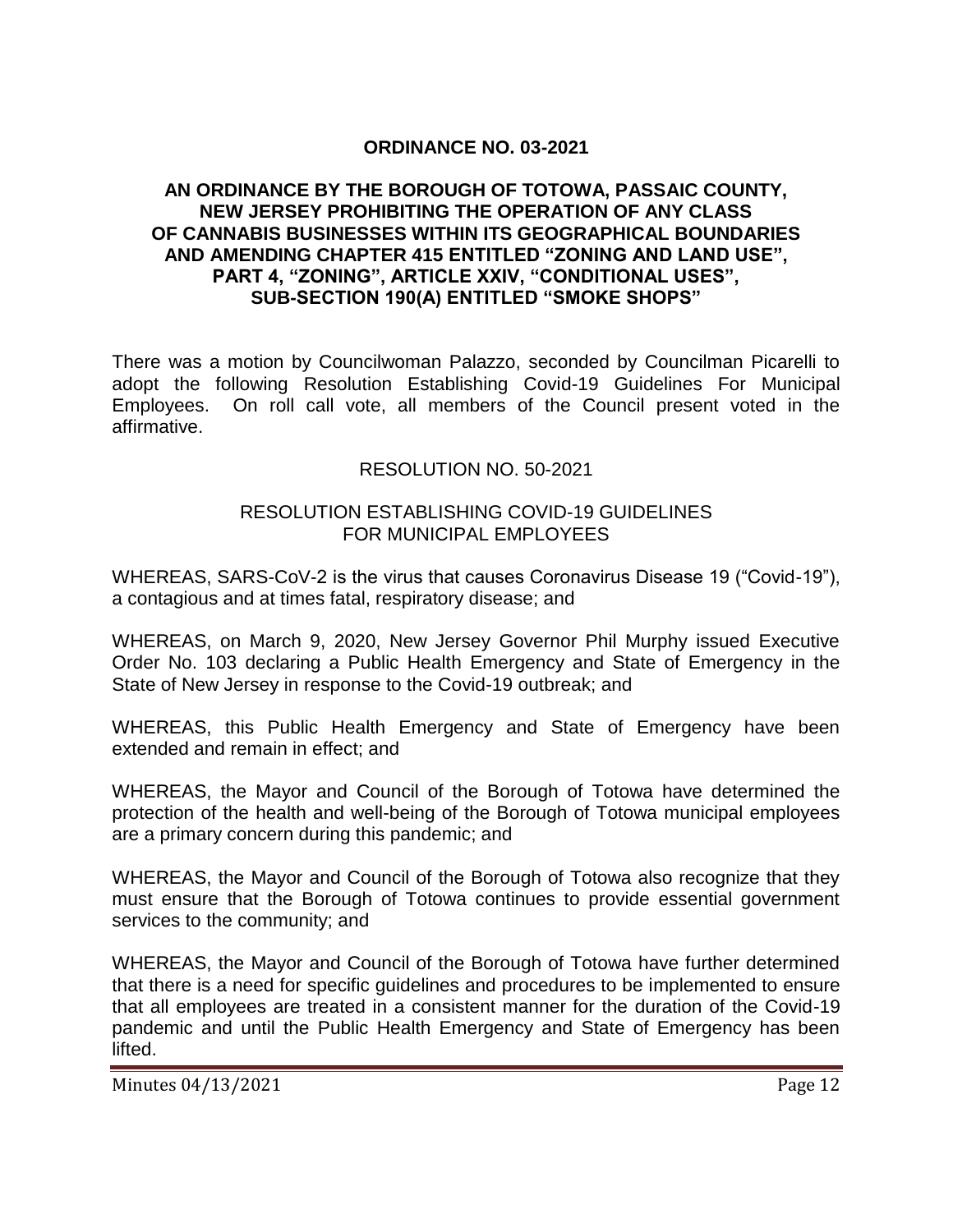**ORDINANCE NO. 03-2021**

**AN ORDINANCE BY THE BOROUGH OF TOTOWA, PASSAIC COUNTY, NEW JERSEY PROHIBITING THE OPERATION OF ANY CLASS OF CANNABIS BUSINESSES WITHIN ITS GEOGRAPHICAL BOUNDARIES AND AMENDING CHAPTER 415 ENTITLED "ZONING AND LAND USE", PART 4, "ZONING", ARTICLE XXIV, "CONDITIONAL USES", SUB-SECTION 190(A) ENTITLED "SMOKE SHOPS"**

There was a motion by Councilwoman Palazzo, seconded by Councilman Picarelli to adopt the following Resolution Establishing Covid-19 Guidelines For Municipal Employees. On roll call vote, all members of the Council present voted in the affirmative.

RESOLUTION NO. 50-2021

RESOLUTION ESTABLISHING COVID-19 GUIDELINES FOR MUNICIPAL EMPLOYEES

WHEREAS, SARS-CoV-2 is the virus that causes Coronavirus Disease 19 ("Covid-19"), a contagious and at times fatal, respiratory disease; and

WHEREAS, on March 9, 2020, New Jersey Governor Phil Murphy issued Executive Order No. 103 declaring a Public Health Emergency and State of Emergency in the State of New Jersey in response to the Covid-19 outbreak; and

WHEREAS, this Public Health Emergency and State of Emergency have been extended and remain in effect; and

WHEREAS, the Mayor and Council of the Borough of Totowa have determined the protection of the health and well-being of the Borough of Totowa municipal employees are a primary concern during this pandemic; and

WHEREAS, the Mayor and Council of the Borough of Totowa also recognize that they must ensure that the Borough of Totowa continues to provide essential government services to the community; and

WHEREAS, the Mayor and Council of the Borough of Totowa have further determined that there is a need for specific guidelines and procedures to be implemented to ensure that all employees are treated in a consistent manner for the duration of the Covid-19 pandemic and until the Public Health Emergency and State of Emergency has been lifted.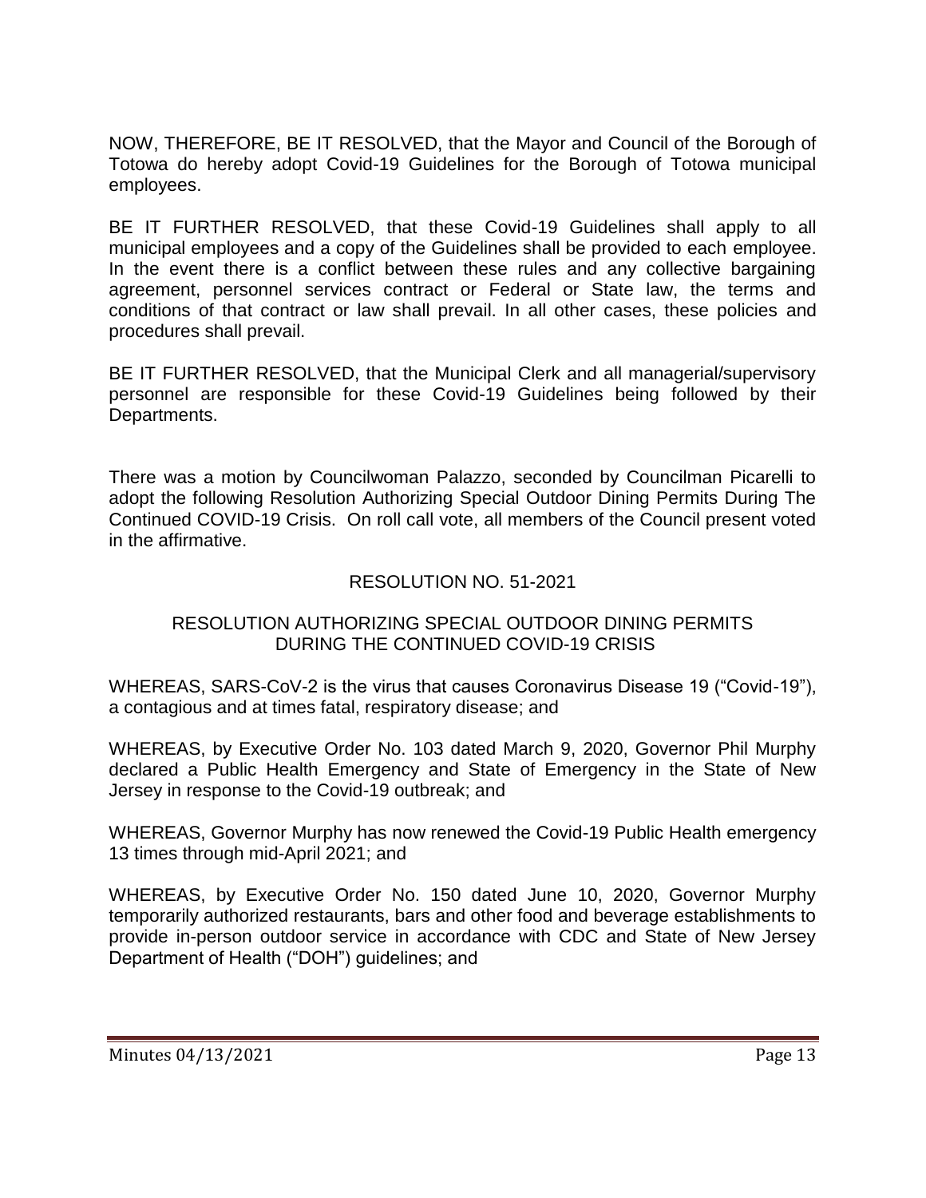NOW, THEREFORE, BE IT RESOLVED, that the Mayor and Council of the Borough of Totowa do hereby adopt Covid-19 Guidelines for the Borough of Totowa municipal employees.

BE IT FURTHER RESOLVED, that these Covid-19 Guidelines shall apply to all municipal employees and a copy of the Guidelines shall be provided to each employee. In the event there is a conflict between these rules and any collective bargaining agreement, personnel services contract or Federal or State law, the terms and conditions of that contract or law shall prevail. In all other cases, these policies and procedures shall prevail.

BE IT FURTHER RESOLVED, that the Municipal Clerk and all managerial/supervisory personnel are responsible for these Covid-19 Guidelines being followed by their Departments.

There was a motion by Councilwoman Palazzo, seconded by Councilman Picarelli to adopt the following Resolution Authorizing Special Outdoor Dining Permits During The Continued COVID-19 Crisis. On roll call vote, all members of the Council present voted in the affirmative.

RESOLUTION NO. 51-2021

RESOLUTION AUTHORIZING SPECIAL OUTDOOR DINING PERMITS DURING THE CONTINUED COVID-19 CRISIS

WHEREAS, SARS-CoV-2 is the virus that causes Coronavirus Disease 19 ("Covid-19"), a contagious and at times fatal, respiratory disease; and

WHEREAS, by Executive Order No. 103 dated March 9, 2020, Governor Phil Murphy declared a Public Health Emergency and State of Emergency in the State of New Jersey in response to the Covid-19 outbreak; and

WHEREAS, Governor Murphy has now renewed the Covid-19 Public Health emergency 13 times through mid-April 2021; and

WHEREAS, by Executive Order No. 150 dated June 10, 2020, Governor Murphy temporarily authorized restaurants, bars and other food and beverage establishments to provide in-person outdoor service in accordance with CDC and State of New Jersey Department of Health ("DOH") guidelines; and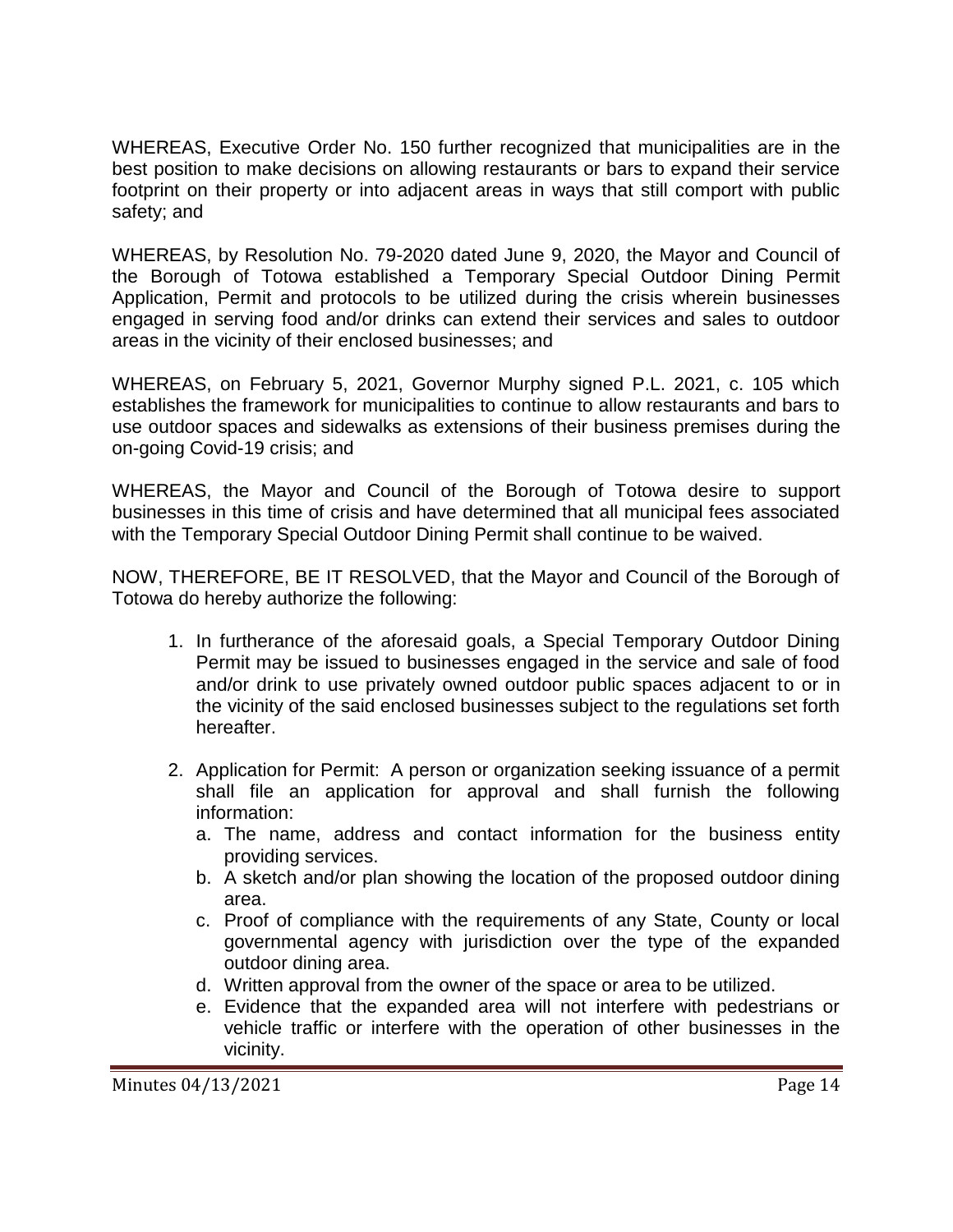WHEREAS, Executive Order No. 150 further recognized that municipalities are in the best position to make decisions on allowing restaurants or bars to expand their service footprint on their property or into adjacent areas in ways that still comport with public safety; and

WHEREAS, by Resolution No. 79-2020 dated June 9, 2020, the Mayor and Council of the Borough of Totowa established a Temporary Special Outdoor Dining Permit Application, Permit and protocols to be utilized during the crisis wherein businesses engaged in serving food and/or drinks can extend their services and sales to outdoor areas in the vicinity of their enclosed businesses; and

WHEREAS, on February 5, 2021, Governor Murphy signed P.L. 2021, c. 105 which establishes the framework for municipalities to continue to allow restaurants and bars to use outdoor spaces and sidewalks as extensions of their business premises during the on-going Covid-19 crisis; and

WHEREAS, the Mayor and Council of the Borough of Totowa desire to support businesses in this time of crisis and have determined that all municipal fees associated with the Temporary Special Outdoor Dining Permit shall continue to be waived.

NOW, THEREFORE, BE IT RESOLVED, that the Mayor and Council of the Borough of Totowa do hereby authorize the following:

1. In furtherance of the aforesaid goals, a Special Temporary Outdoor Dining Permit may be issued to businesses engaged in the service and sale of food and/or drink to use privately owned outdoor public spaces adjacent to or in the vicinity of the said enclosed businesses subject to the regulations set forth hereafter.

2. Application for Permit: A person or organization seeking issuance of a permit shall file an application for approval and shall furnish the following information:
   a. The name, address and contact information for the business entity providing services.
   b. A sketch and/or plan showing the location of the proposed outdoor dining area.
   c. Proof of compliance with the requirements of any State, County or local governmental agency with jurisdiction over the type of the expanded outdoor dining area.
   d. Written approval from the owner of the space or area to be utilized.
   e. Evidence that the expanded area will not interfere with pedestrians or vehicle traffic or interfere with the operation of other businesses in the vicinity.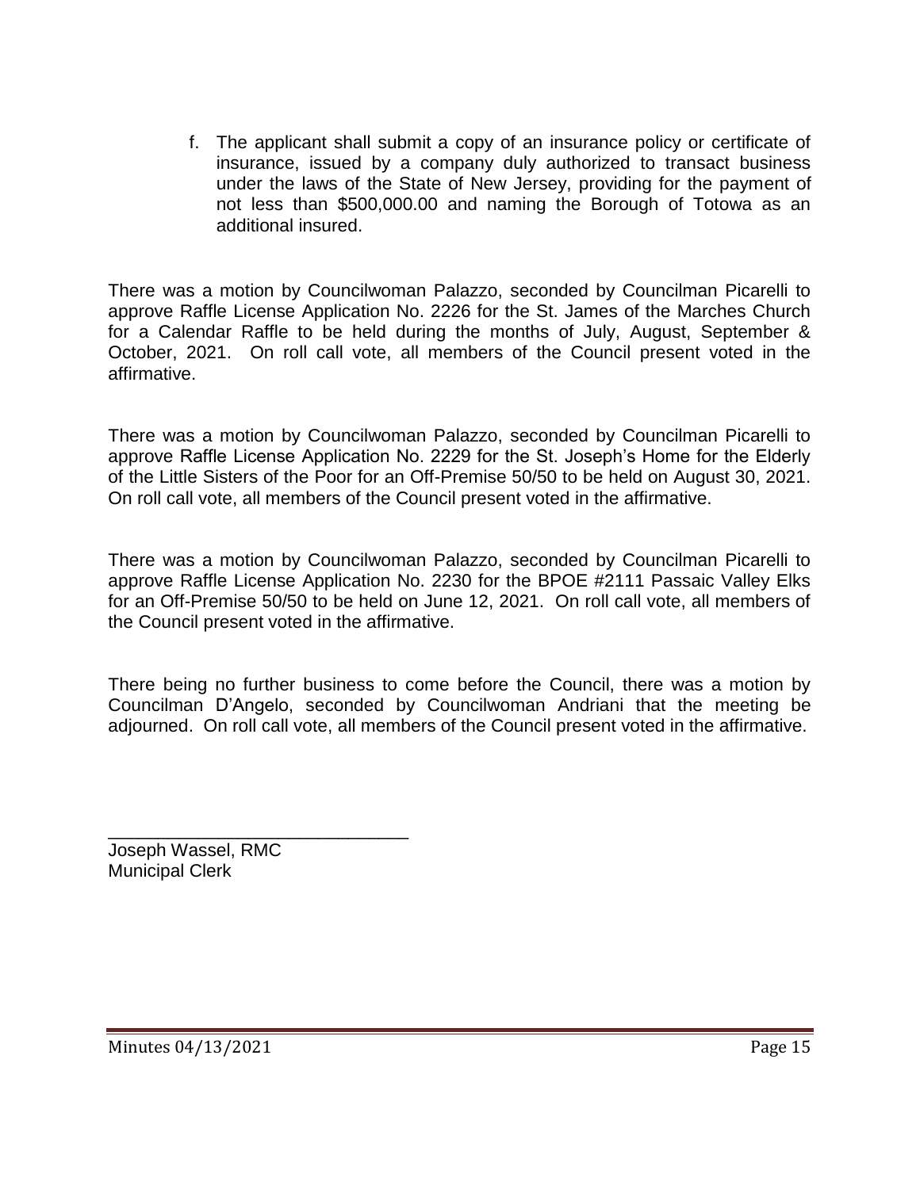f. The applicant shall submit a copy of an insurance policy or certificate of insurance, issued by a company duly authorized to transact business under the laws of the State of New Jersey, providing for the payment of not less than $500,000.00 and naming the Borough of Totowa as an additional insured.

There was a motion by Councilwoman Palazzo, seconded by Councilman Picarelli to approve Raffle License Application No. 2226 for the St. James of the Marches Church for a Calendar Raffle to be held during the months of July, August, September & October, 2021. On roll call vote, all members of the Council present voted in the affirmative.

There was a motion by Councilwoman Palazzo, seconded by Councilman Picarelli to approve Raffle License Application No. 2229 for the St. Joseph's Home for the Elderly of the Little Sisters of the Poor for an Off-Premise 50/50 to be held on August 30, 2021. On roll call vote, all members of the Council present voted in the affirmative.

There was a motion by Councilwoman Palazzo, seconded by Councilman Picarelli to approve Raffle License Application No. 2230 for the BPOE #2111 Passaic Valley Elks for an Off-Premise 50/50 to be held on June 12, 2021. On roll call vote, all members of the Council present voted in the affirmative.

There being no further business to come before the Council, there was a motion by Councilman D'Angelo, seconded by Councilwoman Andriani that the meeting be adjourned. On roll call vote, all members of the Council present voted in the affirmative.

\_\_\_\_\_\_\_\_\_\_\_\_\_\_\_\_\_\_\_\_\_\_\_\_\_\_\_\_\_\_

Joseph Wassel, RMC
Municipal Clerk